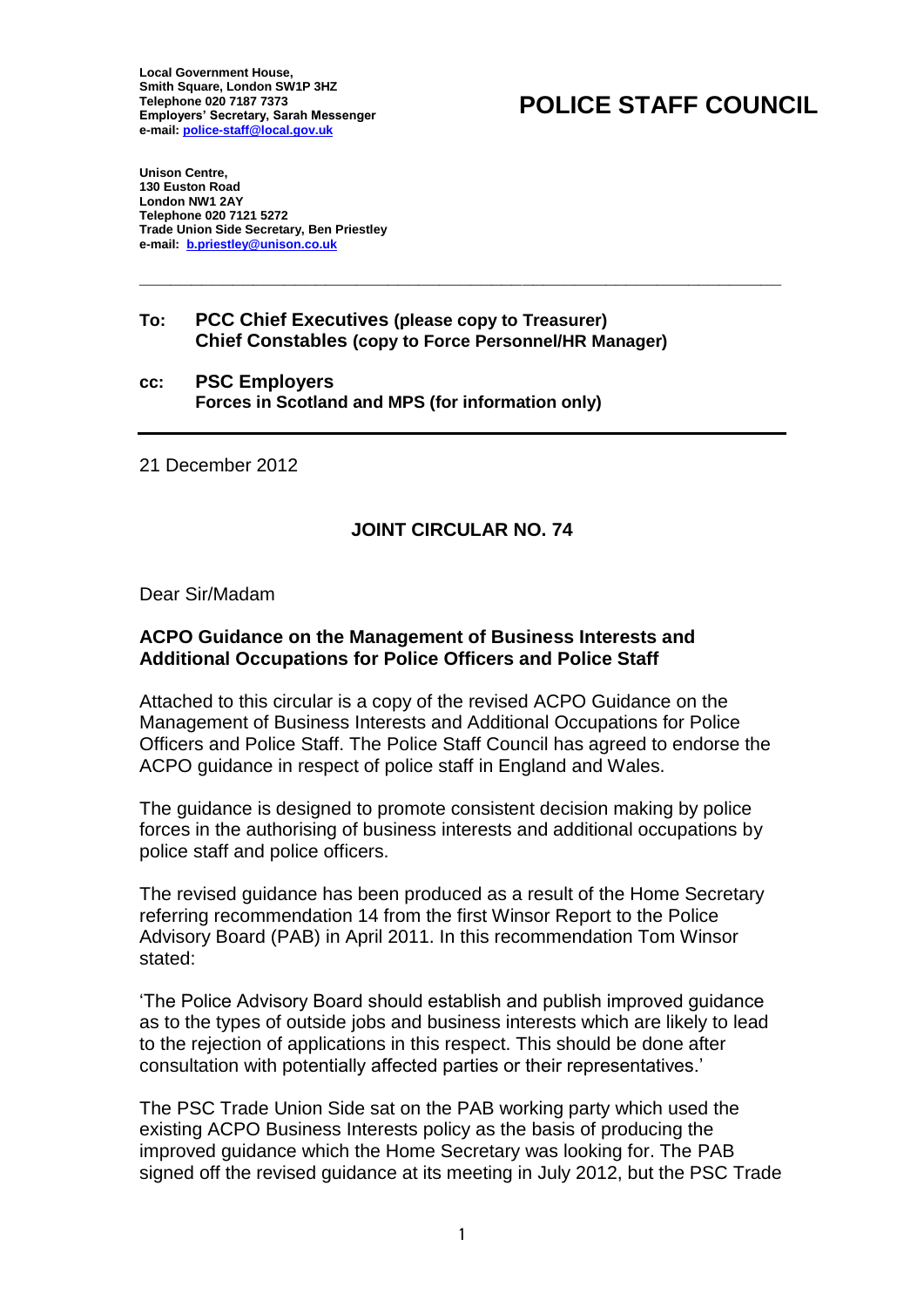**Local Government House,**
**Smith Square, London SW1P 3HZ**
**Telephone 020 7187 7373**
**Employers' Secretary, Sarah Messenger**
**e-mail: police-staff@local.gov.uk**

# POLICE STAFF COUNCIL

**Unison Centre,**
**130 Euston Road**
**London NW1 2AY**
**Telephone 020 7121 5272**
**Trade Union Side Secretary, Ben Priestley**
**e-mail: b.priestley@unison.co.uk**

---

**To: PCC Chief Executives (please copy to Treasurer)**
**Chief Constables (copy to Force Personnel/HR Manager)**

**cc: PSC Employers**
**Forces in Scotland and MPS (for information only)**

---

21 December 2012

**JOINT CIRCULAR NO. 74**

Dear Sir/Madam

**ACPO Guidance on the Management of Business Interests and Additional Occupations for Police Officers and Police Staff**

Attached to this circular is a copy of the revised ACPO Guidance on the Management of Business Interests and Additional Occupations for Police Officers and Police Staff. The Police Staff Council has agreed to endorse the ACPO guidance in respect of police staff in England and Wales.

The guidance is designed to promote consistent decision making by police forces in the authorising of business interests and additional occupations by police staff and police officers.

The revised guidance has been produced as a result of the Home Secretary referring recommendation 14 from the first Winsor Report to the Police Advisory Board (PAB) in April 2011. In this recommendation Tom Winsor stated:

'The Police Advisory Board should establish and publish improved guidance as to the types of outside jobs and business interests which are likely to lead to the rejection of applications in this respect. This should be done after consultation with potentially affected parties or their representatives.'

The PSC Trade Union Side sat on the PAB working party which used the existing ACPO Business Interests policy as the basis of producing the improved guidance which the Home Secretary was looking for. The PAB signed off the revised guidance at its meeting in July 2012, but the PSC Trade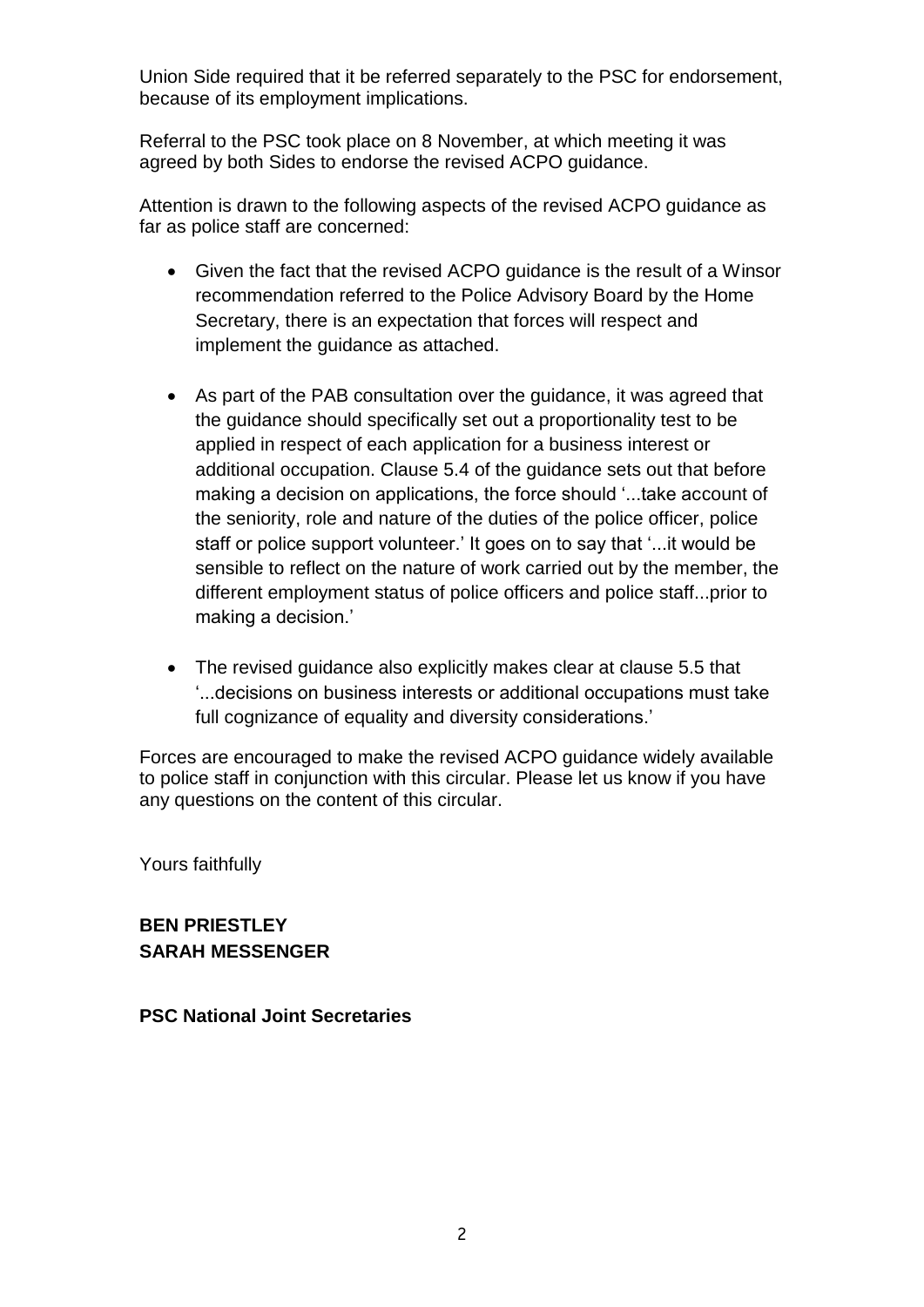Union Side required that it be referred separately to the PSC for endorsement, because of its employment implications.

Referral to the PSC took place on 8 November, at which meeting it was agreed by both Sides to endorse the revised ACPO guidance.

Attention is drawn to the following aspects of the revised ACPO guidance as far as police staff are concerned:

- Given the fact that the revised ACPO guidance is the result of a Winsor recommendation referred to the Police Advisory Board by the Home Secretary, there is an expectation that forces will respect and implement the guidance as attached.

- As part of the PAB consultation over the guidance, it was agreed that the guidance should specifically set out a proportionality test to be applied in respect of each application for a business interest or additional occupation. Clause 5.4 of the guidance sets out that before making a decision on applications, the force should '...take account of the seniority, role and nature of the duties of the police officer, police staff or police support volunteer.' It goes on to say that '...it would be sensible to reflect on the nature of work carried out by the member, the different employment status of police officers and police staff...prior to making a decision.'

- The revised guidance also explicitly makes clear at clause 5.5 that '...decisions on business interests or additional occupations must take full cognizance of equality and diversity considerations.'

Forces are encouraged to make the revised ACPO guidance widely available to police staff in conjunction with this circular. Please let us know if you have any questions on the content of this circular.

Yours faithfully

**BEN PRIESTLEY**
**SARAH MESSENGER**

**PSC National Joint Secretaries**